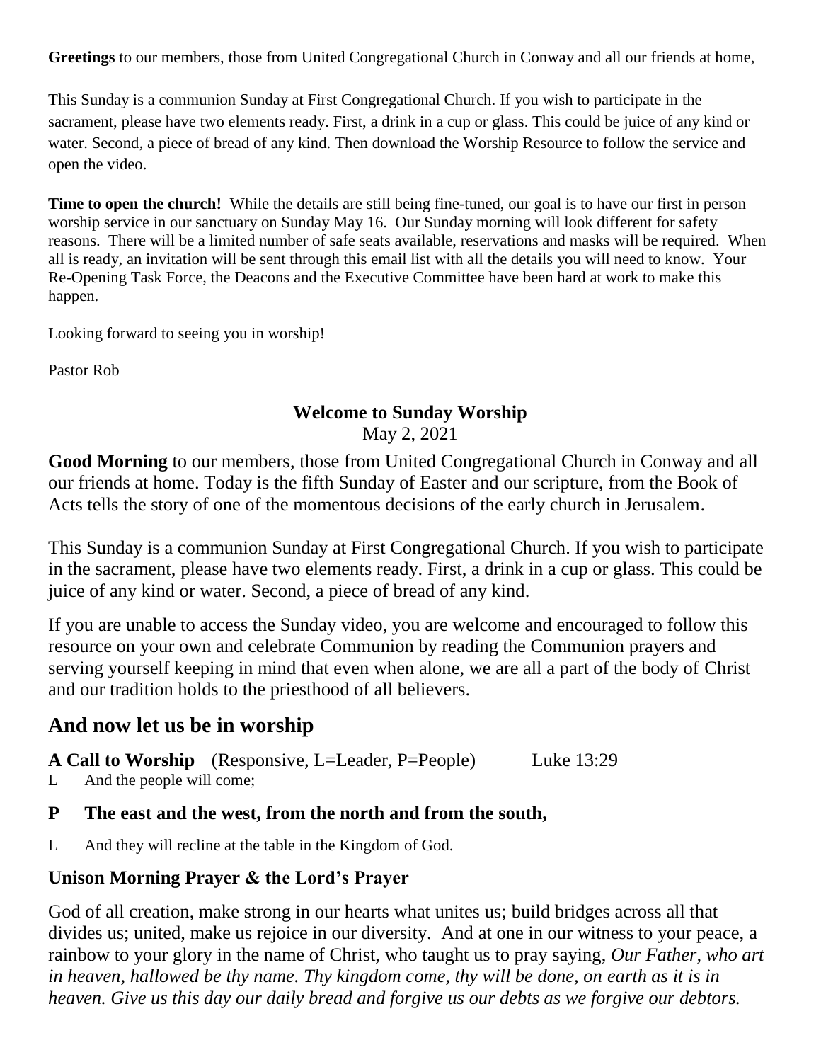**Greetings** to our members, those from United Congregational Church in Conway and all our friends at home,

This Sunday is a communion Sunday at First Congregational Church. If you wish to participate in the sacrament, please have two elements ready. First, a drink in a cup or glass. This could be juice of any kind or water. Second, a piece of bread of any kind. Then download the Worship Resource to follow the service and open the video.

**Time to open the church!** While the details are still being fine-tuned, our goal is to have our first in person worship service in our sanctuary on Sunday May 16. Our Sunday morning will look different for safety reasons. There will be a limited number of safe seats available, reservations and masks will be required. When all is ready, an invitation will be sent through this email list with all the details you will need to know. Your Re-Opening Task Force, the Deacons and the Executive Committee have been hard at work to make this happen.

Looking forward to seeing you in worship!

Pastor Rob

**Welcome to Sunday Worship**

May 2, 2021

**Good Morning** to our members, those from United Congregational Church in Conway and all our friends at home. Today is the fifth Sunday of Easter and our scripture, from the Book of Acts tells the story of one of the momentous decisions of the early church in Jerusalem.

This Sunday is a communion Sunday at First Congregational Church. If you wish to participate in the sacrament, please have two elements ready. First, a drink in a cup or glass. This could be juice of any kind or water. Second, a piece of bread of any kind.

If you are unable to access the Sunday video, you are welcome and encouraged to follow this resource on your own and celebrate Communion by reading the Communion prayers and serving yourself keeping in mind that even when alone, we are all a part of the body of Christ and our tradition holds to the priesthood of all believers.

## And now let us be in worship

**A Call to Worship** (Responsive, L=Leader, P=People) Luke 13:29

L And the people will come;

**P The east and the west, from the north and from the south,**

L And they will recline at the table in the Kingdom of God.

**Unison Morning Prayer & the Lord's Prayer**

God of all creation, make strong in our hearts what unites us; build bridges across all that divides us; united, make us rejoice in our diversity. And at one in our witness to your peace, a rainbow to your glory in the name of Christ, who taught us to pray saying, *Our Father, who art in heaven, hallowed be thy name. Thy kingdom come, thy will be done, on earth as it is in heaven. Give us this day our daily bread and forgive us our debts as we forgive our debtors.*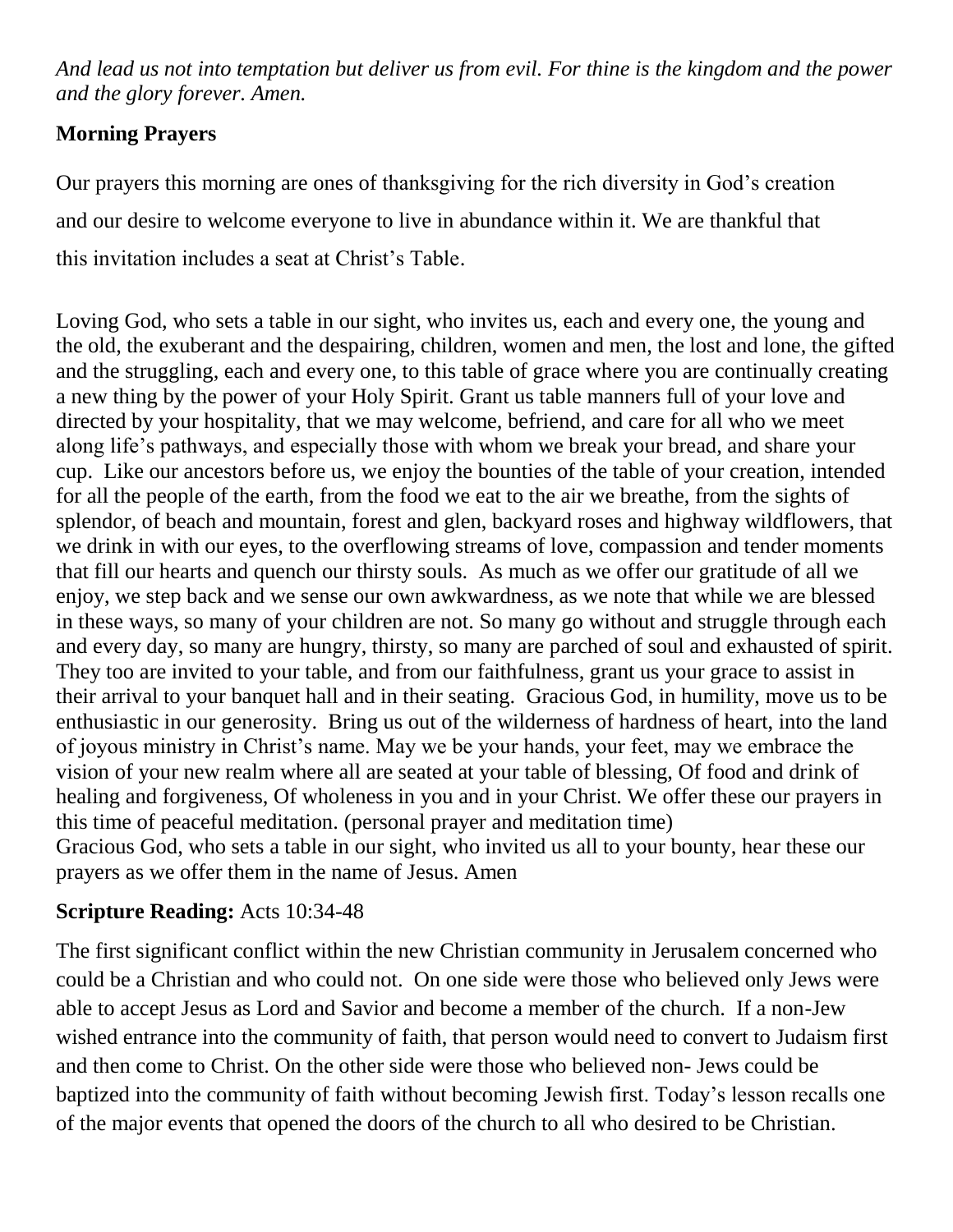*And lead us not into temptation but deliver us from evil. For thine is the kingdom and the power and the glory forever. Amen.*

**Morning Prayers**

Our prayers this morning are ones of thanksgiving for the rich diversity in God's creation and our desire to welcome everyone to live in abundance within it. We are thankful that this invitation includes a seat at Christ's Table.

Loving God, who sets a table in our sight, who invites us, each and every one, the young and the old, the exuberant and the despairing, children, women and men, the lost and lone, the gifted and the struggling, each and every one, to this table of grace where you are continually creating a new thing by the power of your Holy Spirit. Grant us table manners full of your love and directed by your hospitality, that we may welcome, befriend, and care for all who we meet along life's pathways, and especially those with whom we break your bread, and share your cup. Like our ancestors before us, we enjoy the bounties of the table of your creation, intended for all the people of the earth, from the food we eat to the air we breathe, from the sights of splendor, of beach and mountain, forest and glen, backyard roses and highway wildflowers, that we drink in with our eyes, to the overflowing streams of love, compassion and tender moments that fill our hearts and quench our thirsty souls. As much as we offer our gratitude of all we enjoy, we step back and we sense our own awkwardness, as we note that while we are blessed in these ways, so many of your children are not. So many go without and struggle through each and every day, so many are hungry, thirsty, so many are parched of soul and exhausted of spirit. They too are invited to your table, and from our faithfulness, grant us your grace to assist in their arrival to your banquet hall and in their seating. Gracious God, in humility, move us to be enthusiastic in our generosity. Bring us out of the wilderness of hardness of heart, into the land of joyous ministry in Christ's name. May we be your hands, your feet, may we embrace the vision of your new realm where all are seated at your table of blessing, Of food and drink of healing and forgiveness, Of wholeness in you and in your Christ. We offer these our prayers in this time of peaceful meditation. (personal prayer and meditation time)
Gracious God, who sets a table in our sight, who invited us all to your bounty, hear these our prayers as we offer them in the name of Jesus. Amen

**Scripture Reading:** Acts 10:34-48

The first significant conflict within the new Christian community in Jerusalem concerned who could be a Christian and who could not. On one side were those who believed only Jews were able to accept Jesus as Lord and Savior and become a member of the church. If a non-Jew wished entrance into the community of faith, that person would need to convert to Judaism first and then come to Christ. On the other side were those who believed non- Jews could be baptized into the community of faith without becoming Jewish first. Today's lesson recalls one of the major events that opened the doors of the church to all who desired to be Christian.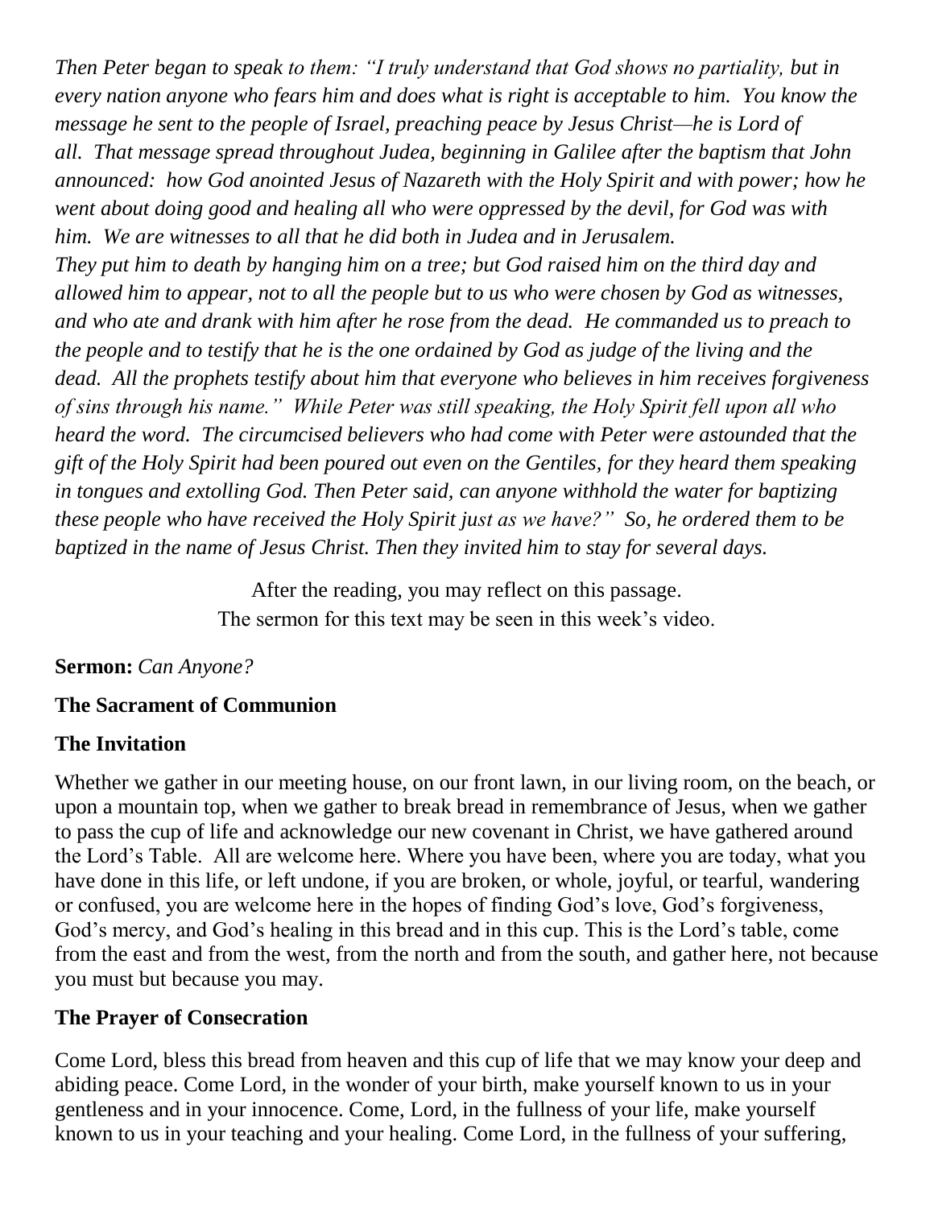*Then Peter began to speak to them: "I truly understand that God shows no partiality, but in every nation anyone who fears him and does what is right is acceptable to him. You know the message he sent to the people of Israel, preaching peace by Jesus Christ—he is Lord of all. That message spread throughout Judea, beginning in Galilee after the baptism that John announced: how God anointed Jesus of Nazareth with the Holy Spirit and with power; how he went about doing good and healing all who were oppressed by the devil, for God was with him. We are witnesses to all that he did both in Judea and in Jerusalem. They put him to death by hanging him on a tree; but God raised him on the third day and allowed him to appear, not to all the people but to us who were chosen by God as witnesses, and who ate and drank with him after he rose from the dead. He commanded us to preach to the people and to testify that he is the one ordained by God as judge of the living and the dead. All the prophets testify about him that everyone who believes in him receives forgiveness of sins through his name." While Peter was still speaking, the Holy Spirit fell upon all who heard the word. The circumcised believers who had come with Peter were astounded that the gift of the Holy Spirit had been poured out even on the Gentiles, for they heard them speaking in tongues and extolling God. Then Peter said, can anyone withhold the water for baptizing these people who have received the Holy Spirit just as we have?" So, he ordered them to be baptized in the name of Jesus Christ. Then they invited him to stay for several days.*

After the reading, you may reflect on this passage.
The sermon for this text may be seen in this week's video.

**Sermon:** *Can Anyone?*

**The Sacrament of Communion**

**The Invitation**

Whether we gather in our meeting house, on our front lawn, in our living room, on the beach, or upon a mountain top, when we gather to break bread in remembrance of Jesus, when we gather to pass the cup of life and acknowledge our new covenant in Christ, we have gathered around the Lord's Table. All are welcome here. Where you have been, where you are today, what you have done in this life, or left undone, if you are broken, or whole, joyful, or tearful, wandering or confused, you are welcome here in the hopes of finding God's love, God's forgiveness, God's mercy, and God's healing in this bread and in this cup. This is the Lord's table, come from the east and from the west, from the north and from the south, and gather here, not because you must but because you may.

**The Prayer of Consecration**

Come Lord, bless this bread from heaven and this cup of life that we may know your deep and abiding peace. Come Lord, in the wonder of your birth, make yourself known to us in your gentleness and in your innocence. Come, Lord, in the fullness of your life, make yourself known to us in your teaching and your healing. Come Lord, in the fullness of your suffering,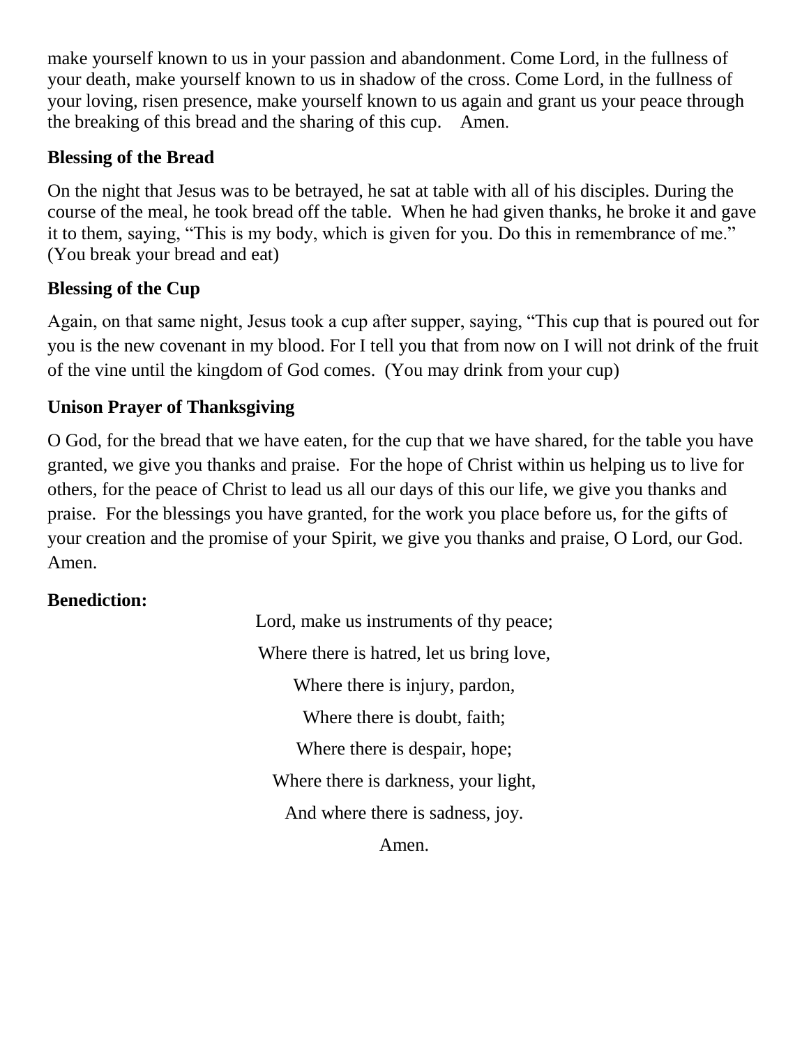make yourself known to us in your passion and abandonment. Come Lord, in the fullness of your death, make yourself known to us in shadow of the cross. Come Lord, in the fullness of your loving, risen presence, make yourself known to us again and grant us your peace through the breaking of this bread and the sharing of this cup.    Amen.

**Blessing of the Bread**

On the night that Jesus was to be betrayed, he sat at table with all of his disciples. During the course of the meal, he took bread off the table.  When he had given thanks, he broke it and gave it to them, saying, "This is my body, which is given for you. Do this in remembrance of me." (You break your bread and eat)

**Blessing of the Cup**

Again, on that same night, Jesus took a cup after supper, saying, "This cup that is poured out for you is the new covenant in my blood. For I tell you that from now on I will not drink of the fruit of the vine until the kingdom of God comes.  (You may drink from your cup)

**Unison Prayer of Thanksgiving**

O God, for the bread that we have eaten, for the cup that we have shared, for the table you have granted, we give you thanks and praise.  For the hope of Christ within us helping us to live for others, for the peace of Christ to lead us all our days of this our life, we give you thanks and praise.  For the blessings you have granted, for the work you place before us, for the gifts of your creation and the promise of your Spirit, we give you thanks and praise, O Lord, our God. Amen.

**Benediction:**

Lord, make us instruments of thy peace;

Where there is hatred, let us bring love,

Where there is injury, pardon,

Where there is doubt, faith;

Where there is despair, hope;

Where there is darkness, your light,

And where there is sadness, joy.

Amen.